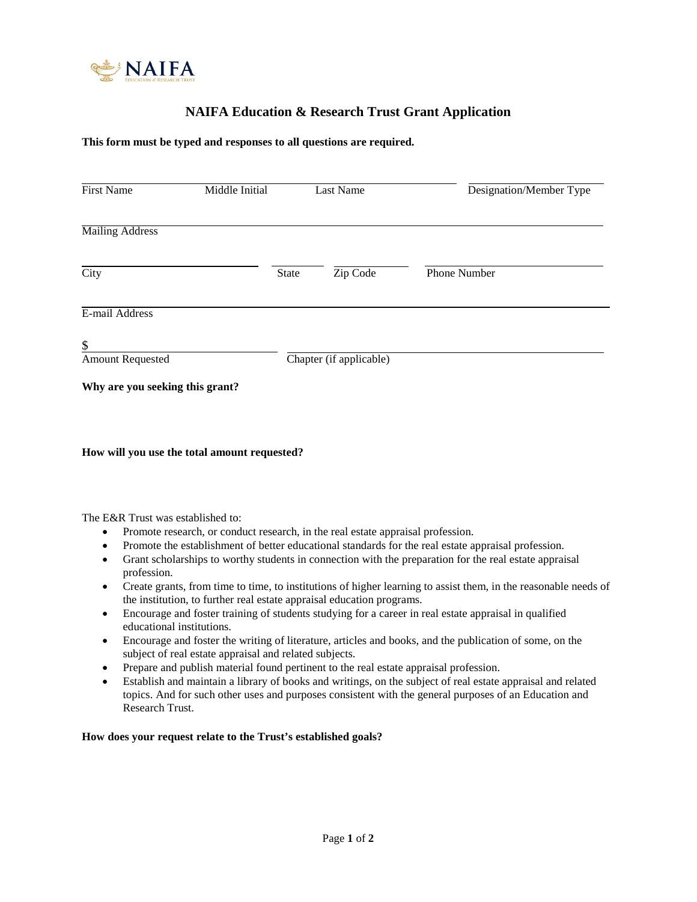# NAIFA Education & Research Trust Grant Application

**This form must be typed and responses to all questions are required.**

First Name ____ Middle Initial ____ Last Name ____ Designation/Member Type ____

Mailing Address ____

City ____ State ____ Zip Code ____ Phone Number ____

E-mail Address ____

$ ____
Amount Requested ____ Chapter (if applicable) ____

**Why are you seeking this grant?**

**How will you use the total amount requested?**

The E&R Trust was established to:

- Promote research, or conduct research, in the real estate appraisal profession.
- Promote the establishment of better educational standards for the real estate appraisal profession.
- Grant scholarships to worthy students in connection with the preparation for the real estate appraisal profession.
- Create grants, from time to time, to institutions of higher learning to assist them, in the reasonable needs of the institution, to further real estate appraisal education programs.
- Encourage and foster training of students studying for a career in real estate appraisal in qualified educational institutions.
- Encourage and foster the writing of literature, articles and books, and the publication of some, on the subject of real estate appraisal and related subjects.
- Prepare and publish material found pertinent to the real estate appraisal profession.
- Establish and maintain a library of books and writings, on the subject of real estate appraisal and related topics. And for such other uses and purposes consistent with the general purposes of an Education and Research Trust.

**How does your request relate to the Trust's established goals?**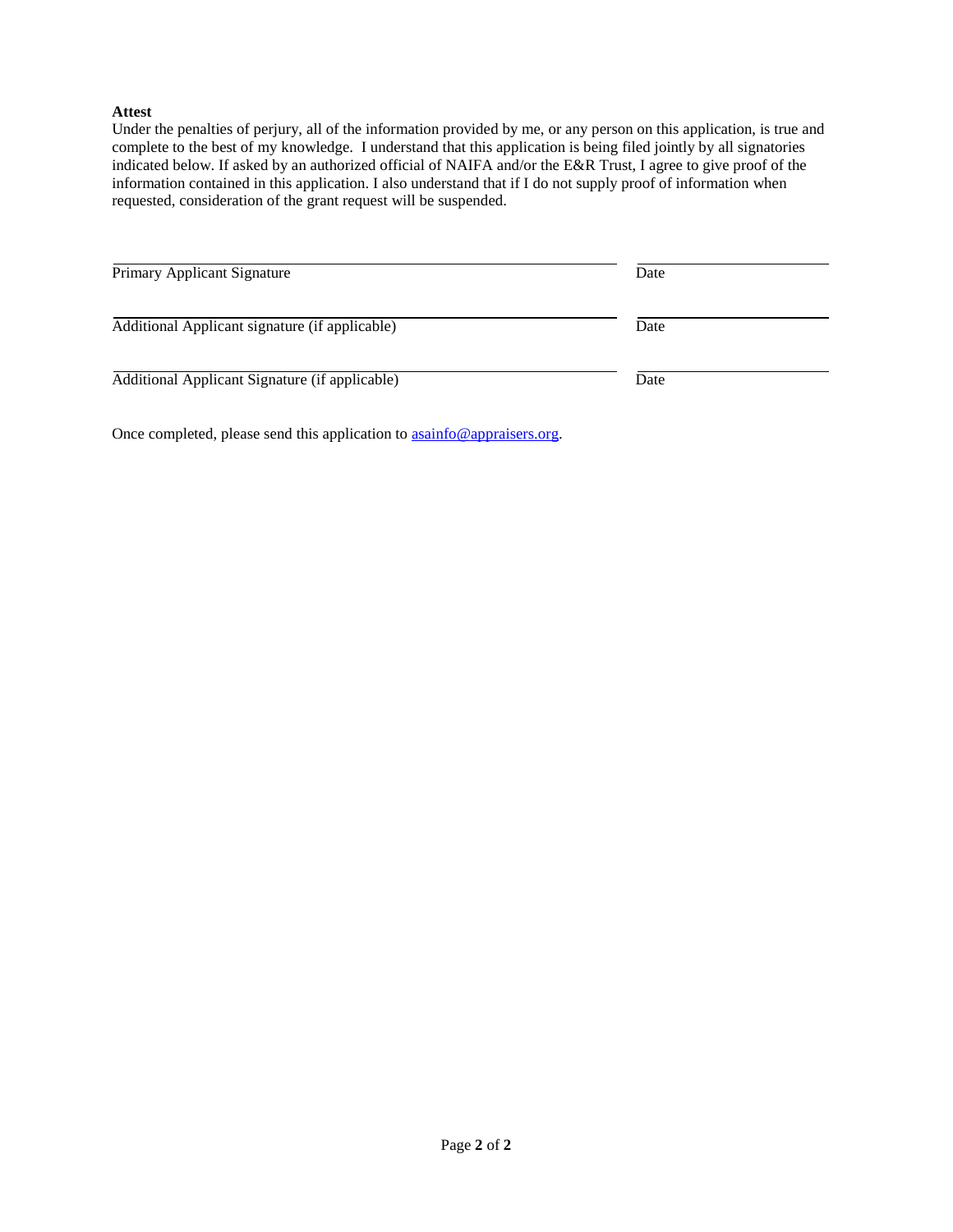**Attest**

Under the penalties of perjury, all of the information provided by me, or any person on this application, is true and complete to the best of my knowledge. I understand that this application is being filed jointly by all signatories indicated below. If asked by an authorized official of NAIFA and/or the E&R Trust, I agree to give proof of the information contained in this application. I also understand that if I do not supply proof of information when requested, consideration of the grant request will be suspended.

| | |
|---|---|
| Primary Applicant Signature | Date |
| Additional Applicant signature (if applicable) | Date |
| Additional Applicant Signature (if applicable) | Date |

Once completed, please send this application to [asainfo@appraisers.org](mailto:asainfo@appraisers.org).